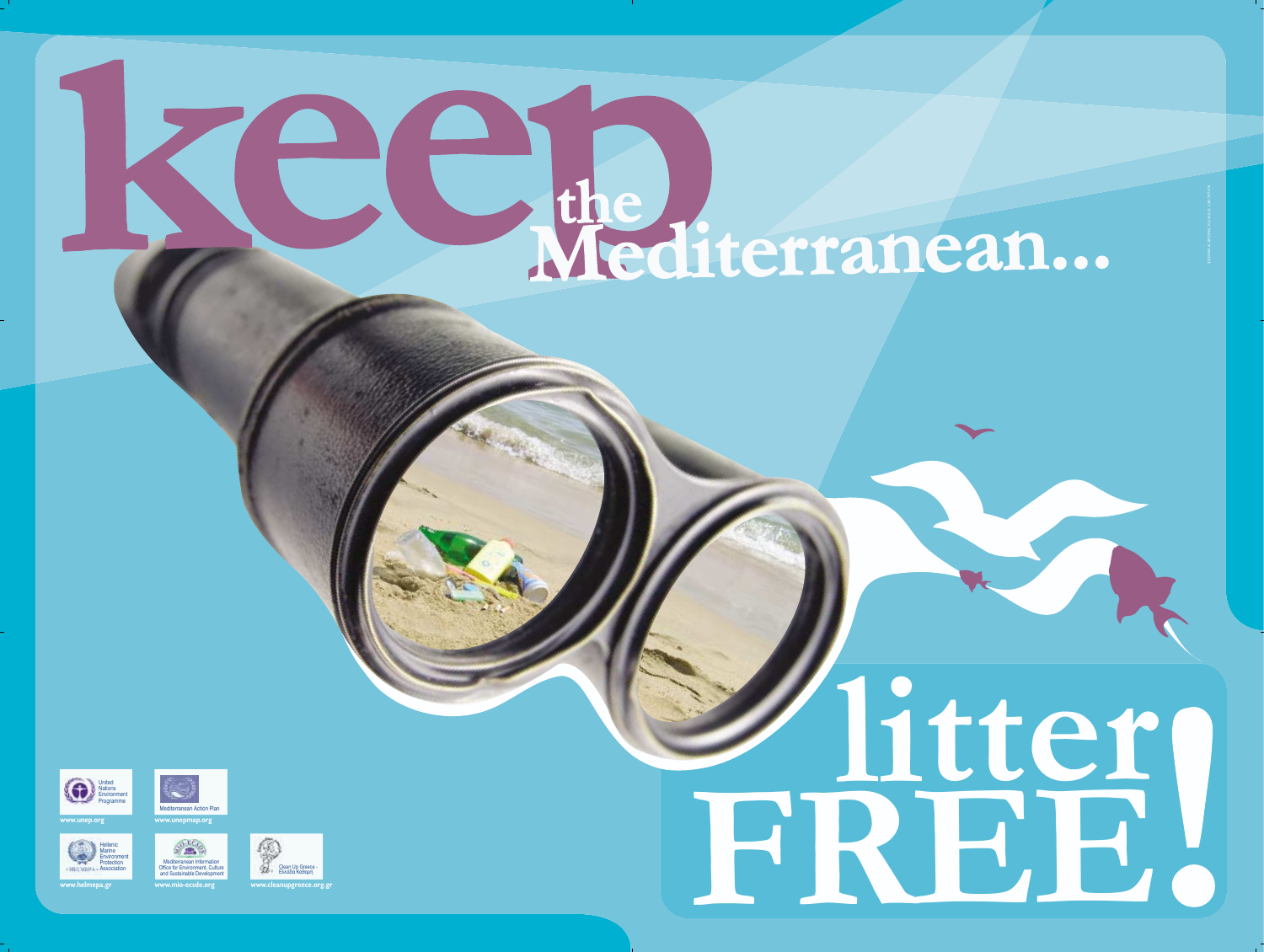# keep the Mediterranean... litter FREE!

United Nations Environment Programme
www.unep.org

Mediterranean Action Plan
www.unepmap.org

Hellenic Marine Environment Protection Association
www.helmepa.gr

Mediterranean Information Office for Environment, Culture and Sustainable Development
www.mio-ecsde.org

Clean Up Greece - Ελλάδα Καθαρή
www.cleanupgreece.org.gr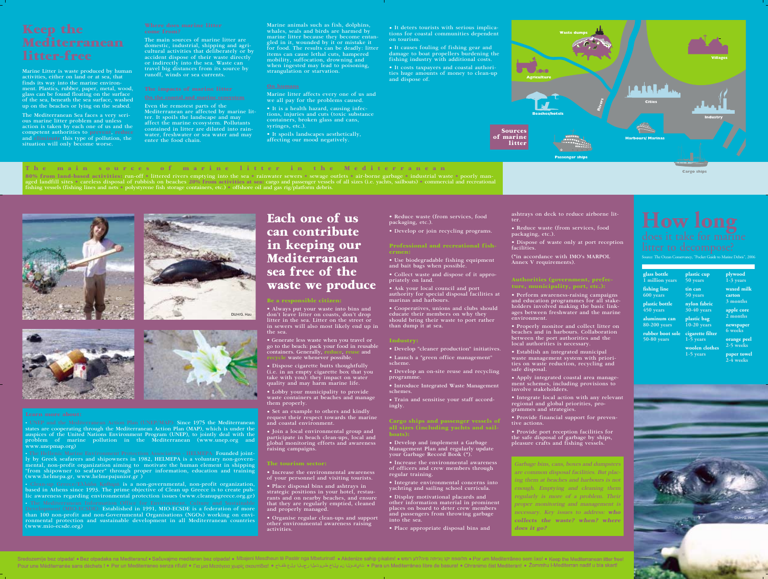# Keep the Mediterranean litter-free

Marine Litter is waste produced by human activities, either on land or at sea, that finds its way into the marine environment. Plastics, rubber, paper, metal, wood, glass can be found floating on the surface of the sea, beneath the sea surface, washed up on the beaches or lying on the seabed.

The Mediterranean Sea faces a very serious marine litter problem and unless action is taken by each one of us and the competent authorities to prevent, reduce and eliminate this type of pollution, the situation will only become worse.

## Where does marine litter come from?

The main sources of marine litter are domestic, industrial, shipping and agricultural activities that deliberately or by accident dispose of their waste directly or indirectly into the sea. Waste can travel big distances from its source by runoff, winds or sea currents.

## The impacts of marine litter

### On the coastal and marine ecosystem

Even the remotest parts of the Mediterranean are affected by marine litter. It spoils the landscape and may affect the marine ecosystem. Pollutants contained in litter are diluted into rainwater, freshwater or sea water and may enter the food chain.

Marine animals such as fish, dolphins, whales, seals and birds are harmed by marine litter because they become entangled in it, wounded by it or mistake it for food. The results can be deadly: litter items can cause lethal cuts, hampered mobility, suffocation, drowning and when ingested may lead to poisoning, strangulation or starvation.

### On humans

Marine litter affects every one of us and we all pay for the problems caused.

- It is a health hazard, causing infections, injuries and cuts (toxic substance containers, broken glass and cans, syringes, etc.).
- It spoils landscapes aesthetically, affecting our mood negatively.
- It deters tourists with serious implications for coastal communities dependent on tourism.
- It causes fouling of fishing gear and damage to boat propellers burdening the fishing industry with additional costs.
- It costs taxpayers and coastal authorities huge amounts of money to clean-up and dispose of.

Sources of marine litter

Waste dumps
Agriculture
Villages
Beaches/hotels
Rivers
Cities
Industry
Harbours/ Marinas
Passenger ships
Cargo ships

## The main sources of marine litter in the Mediterranean

**80% from land-based activities:** run-off • littered rivers emptying into the sea • rainwater sewers • sewage outlets • air-borne garbage • industrial waste • poorly managed landfill sites • careless disposal of rubbish on beaches **20% from activities at sea:** cargo and passenger vessels of all sizes (i.e. yachts, sailboats) • commercial and recreational fishing vessels (fishing lines and nets • polystyrene fish storage containers, etc.) • offshore oil and gas rig/platform debris.

ICC

DUH/G. Hau

# Each one of us can contribute in keeping our Mediterranean sea free of the waste we produce

### Be a responsible citizen:

- Always put your waste into bins and don't leave litter on coasts, don't drop litter in the sea. Litter on the street or in sewers will also most likely end up in the sea.
- Generate less waste when you travel or go to the beach: pack your food in reusable containers. Generally, reduce, reuse and recycle waste whenever possible.
- Dispose cigarette butts thoughtfully (i.e. in an empty cigarette box that you take with you): they impact on water quality and may harm marine life.
- Lobby your municipality to provide waste containers at beaches and manage them properly.
- Set an example to others and kindly request their respect towards the marine and coastal environment.
- Join a local environmental group and participate in beach clean-ups, local and global monitoring efforts and awareness raising campaigns.

### The tourism sector:

- Increase the environmental awareness of your personnel and visiting tourists.
- Place disposal bins and ashtrays in strategic positions in your hotel, restaurants and on nearby beaches, and ensure that they are regularly emptied, cleaned and properly managed.
- Organise regular clean-ups and support other environmental awareness raising activities.
- Reduce waste (from services, food packaging, etc.).
- Develop or join recycling programs.

### Professional and recreational fishermen:

- Use biodegradable fishing equipment and bait bags when possible.
- Collect waste and dispose of it appropriately on land.
- Ask your local council and port authority for special disposal facilities at marinas and harbours.
- Cooperatives, unions and clubs should educate their members on why they should bring their waste to port rather than dump it at sea.

### Industry:

- Develop "cleaner production" initiatives.
- Launch a "green office management" scheme.
- Develop an on-site reuse and recycling programme.
- Introduce Integrated Waste Management schemes.
- Train and sensitise your staff accordingly.

### Cargo ships and passenger vessels of all sizes (including yachts and sailboats):

- Develop and implement a Garbage Management Plan and regularly update your Garbage Record Book (*).
- Increase the environmental awareness of officers and crew members through regular training.
- Integrate environmental concerns into yachting and sailing school curricula.
- Display motivational placards and other information material in prominent places on board to deter crew members and passengers from throwing garbage into the sea.
- Place appropriate disposal bins and ashtrays on deck to reduce airborne litter.
- Reduce waste (from services, food packaging, etc.).
- Dispose of waste only at port reception facilities.

(*in accordance with IMO's MARPOL Annex V requirements).

### Authorities (government, prefecture, municipality, port, etc.):

- Perform awareness-raising campaigns and education programmes for all stakeholders involved making the basic linkages between freshwater and the marine environment.
- Properly monitor and collect litter on beaches and in harbours. Collaboration between the port authorities and the local authorities is necessary.
- Establish an integrated municipal waste management system with priorities on waste reduction, recycling and safe disposal.
- Apply integrated coastal area management schemes, including provisions to involve stakeholders.
- Integrate local action with any relevant regional and global priorities, programmes and strategies.
- Provide financial support for preventive actions.
- Provide port reception facilities for the safe disposal of garbage by ships, pleasure crafts and fishing vessels.

*Garbage bins, cans, boxes and dumpsters are common disposal facilities. But placing them at beaches and harbours is not enough. Emptying and cleaning them regularly is more of a problem. Their proper monitoring and management is necessary. Key issues to address:* ***who collects the waste? when? where does it go?***

## Learn more about:

- UNEP and the Mediterranean Action Plan (UNEP/MAP): Since 1975 the Mediterranean states are cooperating through the Mediterranean Action Plan (MAP), which is under the auspices of the United Nations Environment Program (UNEP), to jointly deal with the problem of marine pollution in the Mediterranean (www.unep.org and www.unepmap.org)
- The Hellenic Marine Environment Protection Association - HELMEPA: Founded jointly by Greek seafarers and shipowners in 1982, HELMEPA is a voluntary non-governmental, non-profit organization aiming to motivate the human element in shipping "from shipowner to seafarer" through proper information, education and training (www.helmepa.gr, www.helmepajunior.gr )
- Clean up Greece/Ελλάδα Καθαρή is a non-governmental, non-profit organization, based in Athens since 1993. The prime objective of Clean up Greece is to create public awareness regarding environmental protection issues (www.cleanupgreece.org.gr)
- The Mediterranean Information Office for Environment, Culture and Sustainable Development (MIO-ECSDE): Established in 1991, MIO-ECSDE is a federation of more than 100 non-profit and non-Governmental Organisations (NGOs) working on environmental protection and sustainable development in all Mediterranean countries (www.mio-ecsde.org)

# How long does it take for marine litter to decompose?

Source: The Ocean Conservancy, "Pocket Guide to Marine Debris", 2006

| | | |
|---|---|---|
| **glass bottle** 1 million years | **plastic cup** 50 years | **plywood** 1-3 years |
| **fishing line** 600 years | **tin can** 50 years | **waxed milk carton** 3 months |
| **plastic bottle** 450 years | **nylon fabric** 30-40 years | **apple core** 2 months |
| **aluminum can** 80-200 years | **plastic bag** 10-20 years | **newspaper** 6 weeks |
| **rubber boot sole** 50-80 years | **cigarette filter** 1-5 years | **orange peel** 2-5 weeks |
| | **woolen clothes** 1-5 years | **paper towel** 2-4 weeks |

DUH/G. Hau

Sredozemlje bez otpada! • Bez otpadaka na Mediteranu! • Sačuvajmo mediteran bez otpada! • Mbajeni Mesdheun të Pastër nga Mbeturinat! • Akdenize sahip çıkalım! • תלוספמ יקנ ןוכיתה םיה!לע ורומש • Por um Mediterrâneo sem lixo! • Keep the Mediterranean litter free! Pour une Méditerranée sans déchets ! • Per un Mediterraneo senza rifiuti! • Για μια Μεσόγειο χωρίς σκουπίδια! • لنحافظ على بحر متوسط خال من النفايات • Para un Mediterráneo libre de basura! • Ohranimo čist Mediteran! • Żommu l-Mediterran nadif u bla skart!